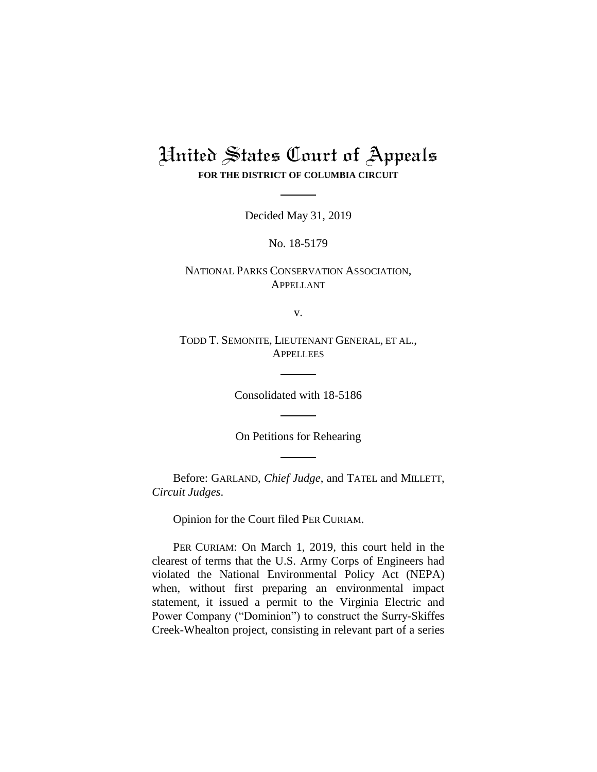# United States Court of Appeals

**FOR THE DISTRICT OF COLUMBIA CIRCUIT**

---

Decided May 31, 2019

No. 18-5179

NATIONAL PARKS CONSERVATION ASSOCIATION,
APPELLANT

v.

TODD T. SEMONITE, LIEUTENANT GENERAL, ET AL.,
APPELLEES

---

Consolidated with 18-5186

---

On Petitions for Rehearing

---

Before: GARLAND, *Chief Judge*, and TATEL and MILLETT, *Circuit Judges*.

Opinion for the Court filed PER CURIAM.

PER CURIAM: On March 1, 2019, this court held in the clearest of terms that the U.S. Army Corps of Engineers had violated the National Environmental Policy Act (NEPA) when, without first preparing an environmental impact statement, it issued a permit to the Virginia Electric and Power Company ("Dominion") to construct the Surry-Skiffes Creek-Whealton project, consisting in relevant part of a series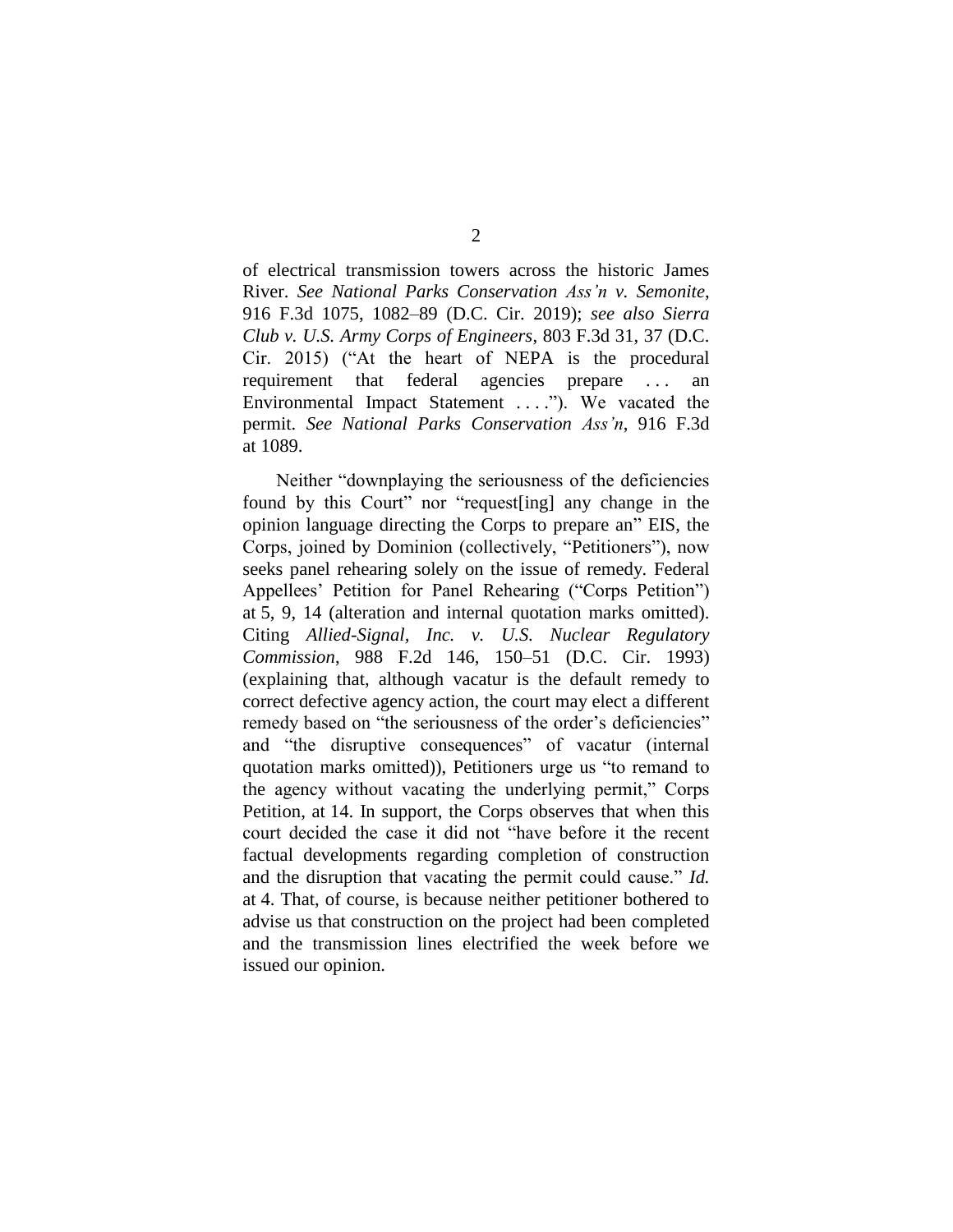of electrical transmission towers across the historic James River. *See National Parks Conservation Ass'n v. Semonite*, 916 F.3d 1075, 1082–89 (D.C. Cir. 2019); *see also Sierra Club v. U.S. Army Corps of Engineers*, 803 F.3d 31, 37 (D.C. Cir. 2015) ("At the heart of NEPA is the procedural requirement that federal agencies prepare . . . an Environmental Impact Statement . . . ."). We vacated the permit. *See National Parks Conservation Ass'n*, 916 F.3d at 1089.

Neither "downplaying the seriousness of the deficiencies found by this Court" nor "request[ing] any change in the opinion language directing the Corps to prepare an" EIS, the Corps, joined by Dominion (collectively, "Petitioners"), now seeks panel rehearing solely on the issue of remedy. Federal Appellees' Petition for Panel Rehearing ("Corps Petition") at 5, 9, 14 (alteration and internal quotation marks omitted). Citing *Allied-Signal, Inc. v. U.S. Nuclear Regulatory Commission*, 988 F.2d 146, 150–51 (D.C. Cir. 1993) (explaining that, although vacatur is the default remedy to correct defective agency action, the court may elect a different remedy based on "the seriousness of the order's deficiencies" and "the disruptive consequences" of vacatur (internal quotation marks omitted)), Petitioners urge us "to remand to the agency without vacating the underlying permit," Corps Petition, at 14. In support, the Corps observes that when this court decided the case it did not "have before it the recent factual developments regarding completion of construction and the disruption that vacating the permit could cause." *Id.* at 4. That, of course, is because neither petitioner bothered to advise us that construction on the project had been completed and the transmission lines electrified the week before we issued our opinion.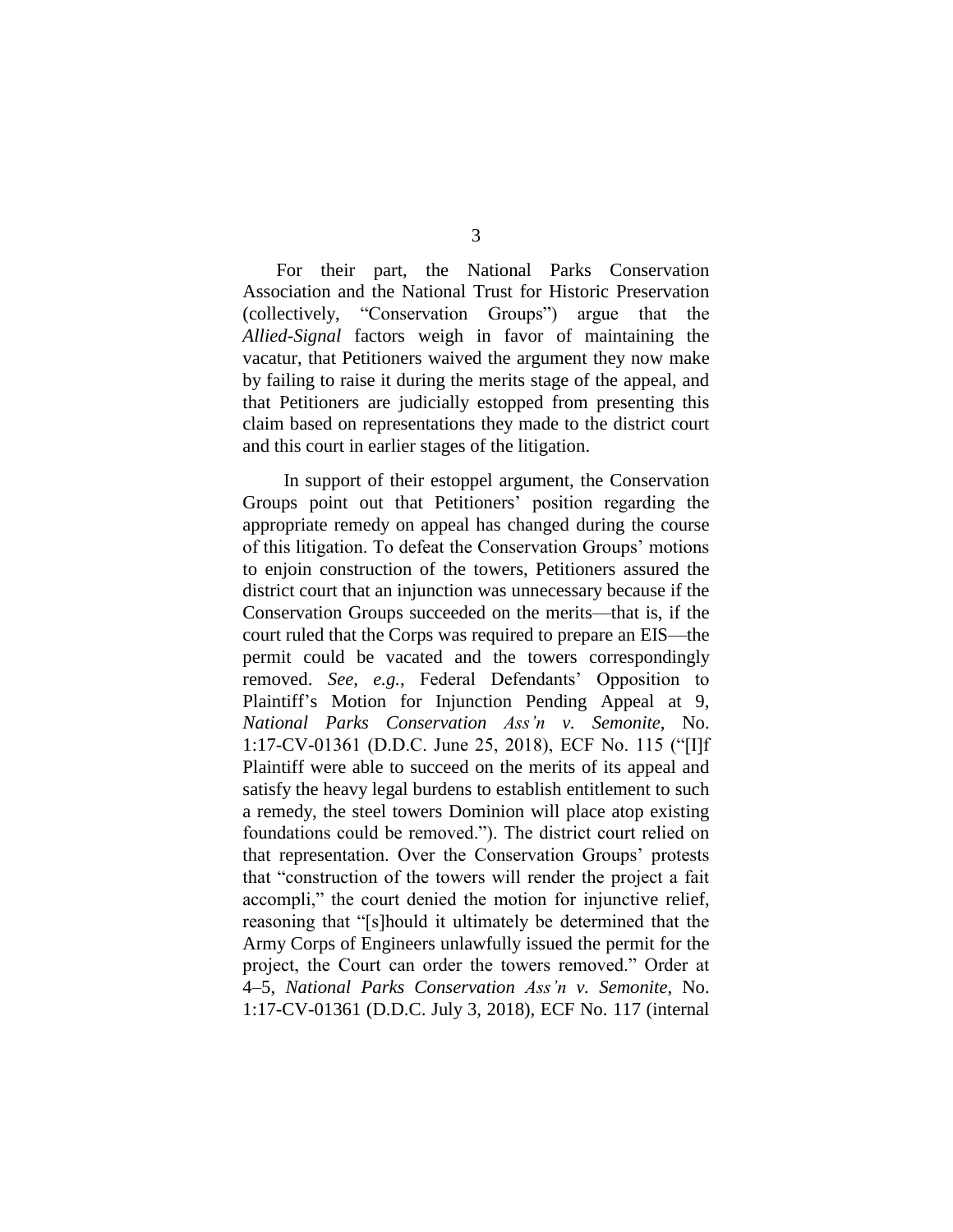For their part, the National Parks Conservation Association and the National Trust for Historic Preservation (collectively, "Conservation Groups") argue that the *Allied-Signal* factors weigh in favor of maintaining the vacatur, that Petitioners waived the argument they now make by failing to raise it during the merits stage of the appeal, and that Petitioners are judicially estopped from presenting this claim based on representations they made to the district court and this court in earlier stages of the litigation.

In support of their estoppel argument, the Conservation Groups point out that Petitioners' position regarding the appropriate remedy on appeal has changed during the course of this litigation. To defeat the Conservation Groups' motions to enjoin construction of the towers, Petitioners assured the district court that an injunction was unnecessary because if the Conservation Groups succeeded on the merits—that is, if the court ruled that the Corps was required to prepare an EIS—the permit could be vacated and the towers correspondingly removed. *See, e.g.*, Federal Defendants' Opposition to Plaintiff's Motion for Injunction Pending Appeal at 9, *National Parks Conservation Ass'n v. Semonite*, No. 1:17-CV-01361 (D.D.C. June 25, 2018), ECF No. 115 ("[I]f Plaintiff were able to succeed on the merits of its appeal and satisfy the heavy legal burdens to establish entitlement to such a remedy, the steel towers Dominion will place atop existing foundations could be removed."). The district court relied on that representation. Over the Conservation Groups' protests that "construction of the towers will render the project a fait accompli," the court denied the motion for injunctive relief, reasoning that "[s]hould it ultimately be determined that the Army Corps of Engineers unlawfully issued the permit for the project, the Court can order the towers removed." Order at 4–5, *National Parks Conservation Ass'n v. Semonite*, No. 1:17-CV-01361 (D.D.C. July 3, 2018), ECF No. 117 (internal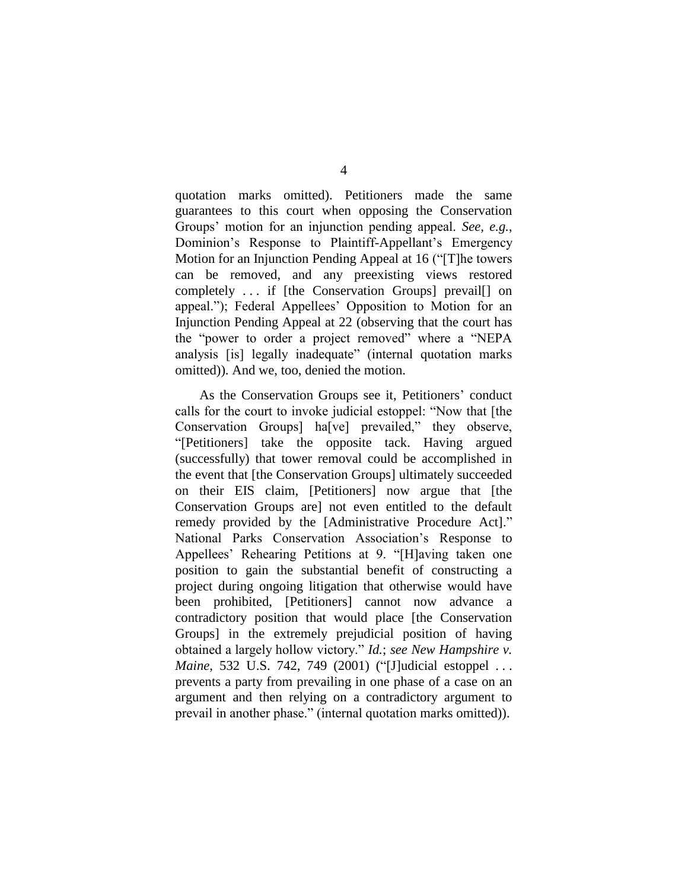quotation marks omitted). Petitioners made the same guarantees to this court when opposing the Conservation Groups' motion for an injunction pending appeal. *See, e.g.*, Dominion's Response to Plaintiff-Appellant's Emergency Motion for an Injunction Pending Appeal at 16 ("[T]he towers can be removed, and any preexisting views restored completely . . . if [the Conservation Groups] prevail[] on appeal."); Federal Appellees' Opposition to Motion for an Injunction Pending Appeal at 22 (observing that the court has the "power to order a project removed" where a "NEPA analysis [is] legally inadequate" (internal quotation marks omitted)). And we, too, denied the motion.

As the Conservation Groups see it, Petitioners' conduct calls for the court to invoke judicial estoppel: "Now that [the Conservation Groups] ha[ve] prevailed," they observe, "[Petitioners] take the opposite tack. Having argued (successfully) that tower removal could be accomplished in the event that [the Conservation Groups] ultimately succeeded on their EIS claim, [Petitioners] now argue that [the Conservation Groups are] not even entitled to the default remedy provided by the [Administrative Procedure Act]." National Parks Conservation Association's Response to Appellees' Rehearing Petitions at 9. "[H]aving taken one position to gain the substantial benefit of constructing a project during ongoing litigation that otherwise would have been prohibited, [Petitioners] cannot now advance a contradictory position that would place [the Conservation Groups] in the extremely prejudicial position of having obtained a largely hollow victory." *Id.*; *see New Hampshire v. Maine*, 532 U.S. 742, 749 (2001) ("[J]udicial estoppel . . . prevents a party from prevailing in one phase of a case on an argument and then relying on a contradictory argument to prevail in another phase." (internal quotation marks omitted)).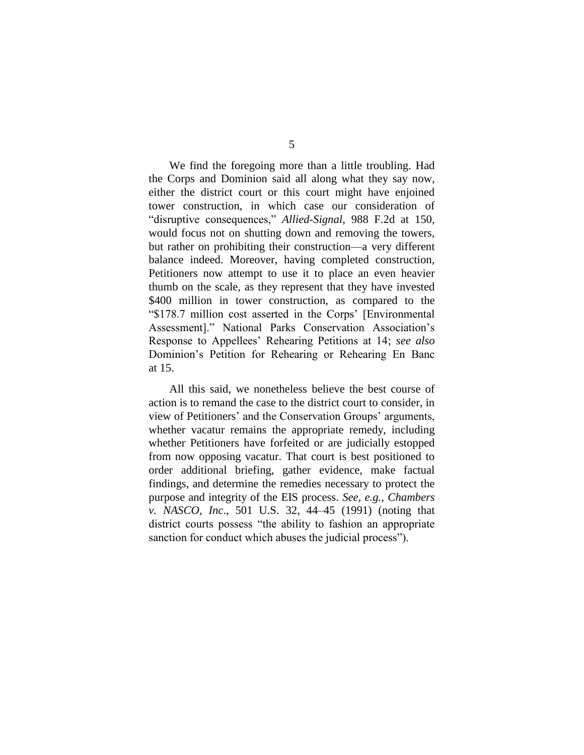We find the foregoing more than a little troubling. Had the Corps and Dominion said all along what they say now, either the district court or this court might have enjoined tower construction, in which case our consideration of "disruptive consequences," *Allied-Signal*, 988 F.2d at 150, would focus not on shutting down and removing the towers, but rather on prohibiting their construction—a very different balance indeed. Moreover, having completed construction, Petitioners now attempt to use it to place an even heavier thumb on the scale, as they represent that they have invested $400 million in tower construction, as compared to the "$178.7 million cost asserted in the Corps' [Environmental Assessment]." National Parks Conservation Association's Response to Appellees' Rehearing Petitions at 14; *see also* Dominion's Petition for Rehearing or Rehearing En Banc at 15.

All this said, we nonetheless believe the best course of action is to remand the case to the district court to consider, in view of Petitioners' and the Conservation Groups' arguments, whether vacatur remains the appropriate remedy, including whether Petitioners have forfeited or are judicially estopped from now opposing vacatur. That court is best positioned to order additional briefing, gather evidence, make factual findings, and determine the remedies necessary to protect the purpose and integrity of the EIS process. *See, e.g.*, *Chambers v. NASCO, Inc*., 501 U.S. 32, 44–45 (1991) (noting that district courts possess "the ability to fashion an appropriate sanction for conduct which abuses the judicial process").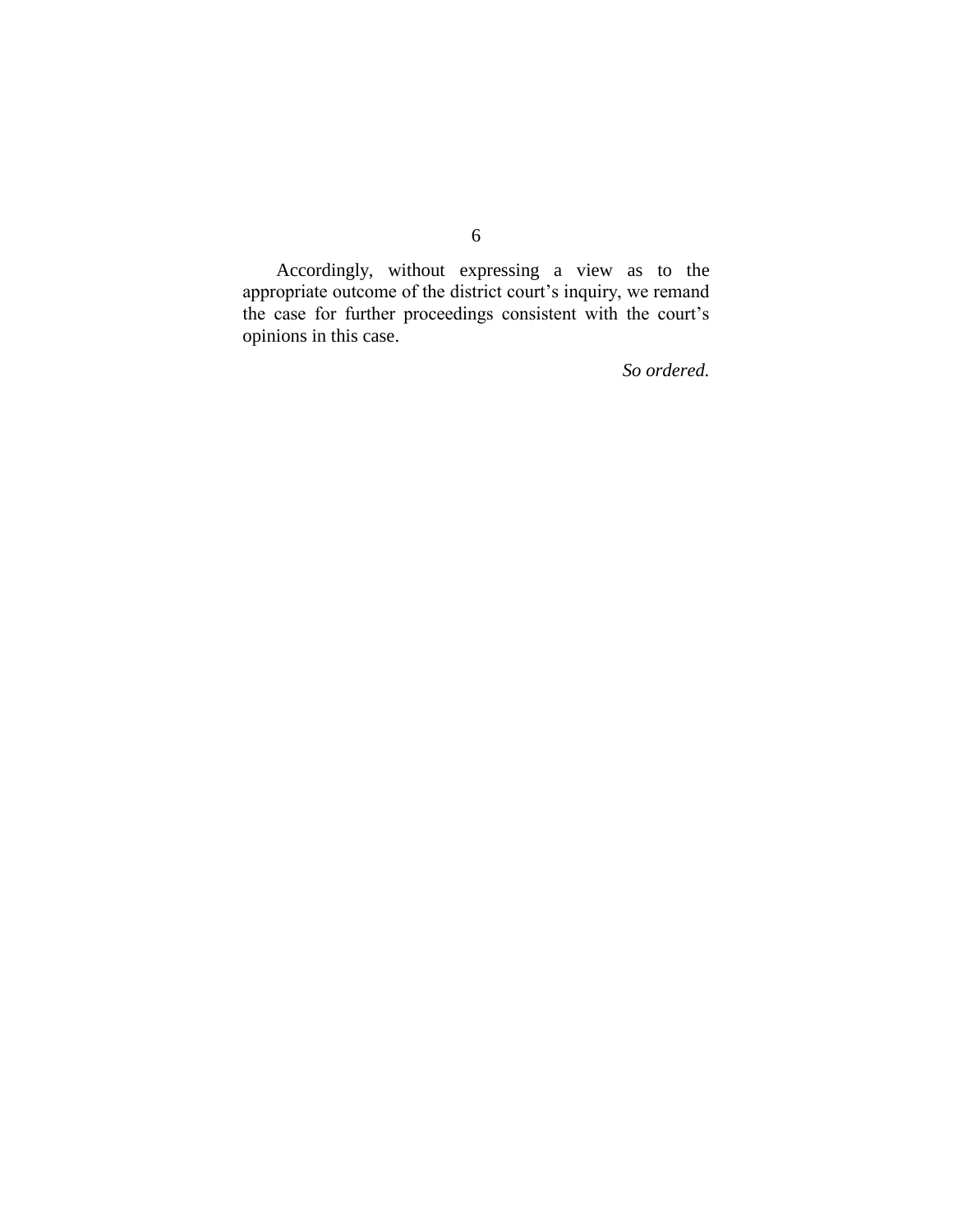Accordingly, without expressing a view as to the appropriate outcome of the district court's inquiry, we remand the case for further proceedings consistent with the court's opinions in this case.

*So ordered.*